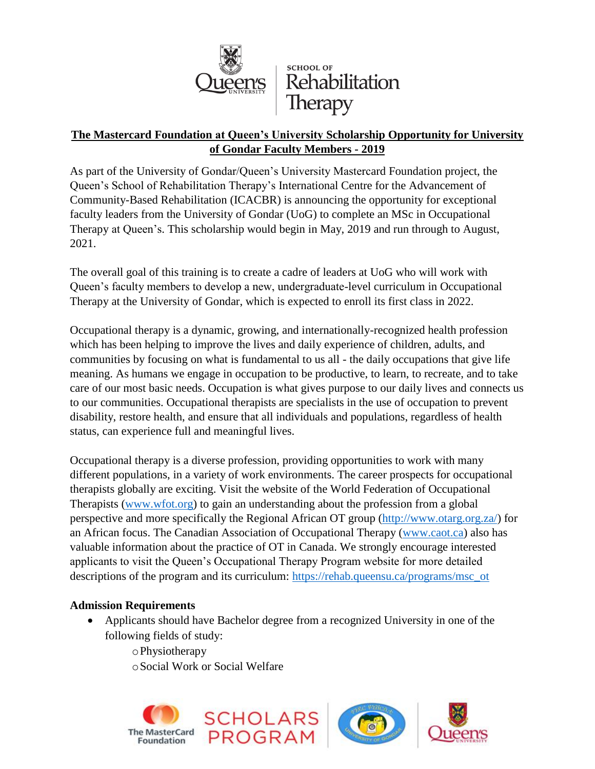**The Mastercard Foundation at Queen's University Scholarship Opportunity for University of Gondar Faculty Members - 2019**

As part of the University of Gondar/Queen's University Mastercard Foundation project, the Queen's School of Rehabilitation Therapy's International Centre for the Advancement of Community-Based Rehabilitation (ICACBR) is announcing the opportunity for exceptional faculty leaders from the University of Gondar (UoG) to complete an MSc in Occupational Therapy at Queen's. This scholarship would begin in May, 2019 and run through to August, 2021.

The overall goal of this training is to create a cadre of leaders at UoG who will work with Queen's faculty members to develop a new, undergraduate-level curriculum in Occupational Therapy at the University of Gondar, which is expected to enroll its first class in 2022.

Occupational therapy is a dynamic, growing, and internationally-recognized health profession which has been helping to improve the lives and daily experience of children, adults, and communities by focusing on what is fundamental to us all - the daily occupations that give life meaning. As humans we engage in occupation to be productive, to learn, to recreate, and to take care of our most basic needs. Occupation is what gives purpose to our daily lives and connects us to our communities. Occupational therapists are specialists in the use of occupation to prevent disability, restore health, and ensure that all individuals and populations, regardless of health status, can experience full and meaningful lives.

Occupational therapy is a diverse profession, providing opportunities to work with many different populations, in a variety of work environments. The career prospects for occupational therapists globally are exciting. Visit the website of the World Federation of Occupational Therapists (www.wfot.org) to gain an understanding about the profession from a global perspective and more specifically the Regional African OT group (http://www.otarg.org.za/) for an African focus. The Canadian Association of Occupational Therapy (www.caot.ca) also has valuable information about the practice of OT in Canada. We strongly encourage interested applicants to visit the Queen's Occupational Therapy Program website for more detailed descriptions of the program and its curriculum: https://rehab.queensu.ca/programs/msc_ot

**Admission Requirements**

- Applicants should have Bachelor degree from a recognized University in one of the following fields of study:
  - Physiotherapy
  - Social Work or Social Welfare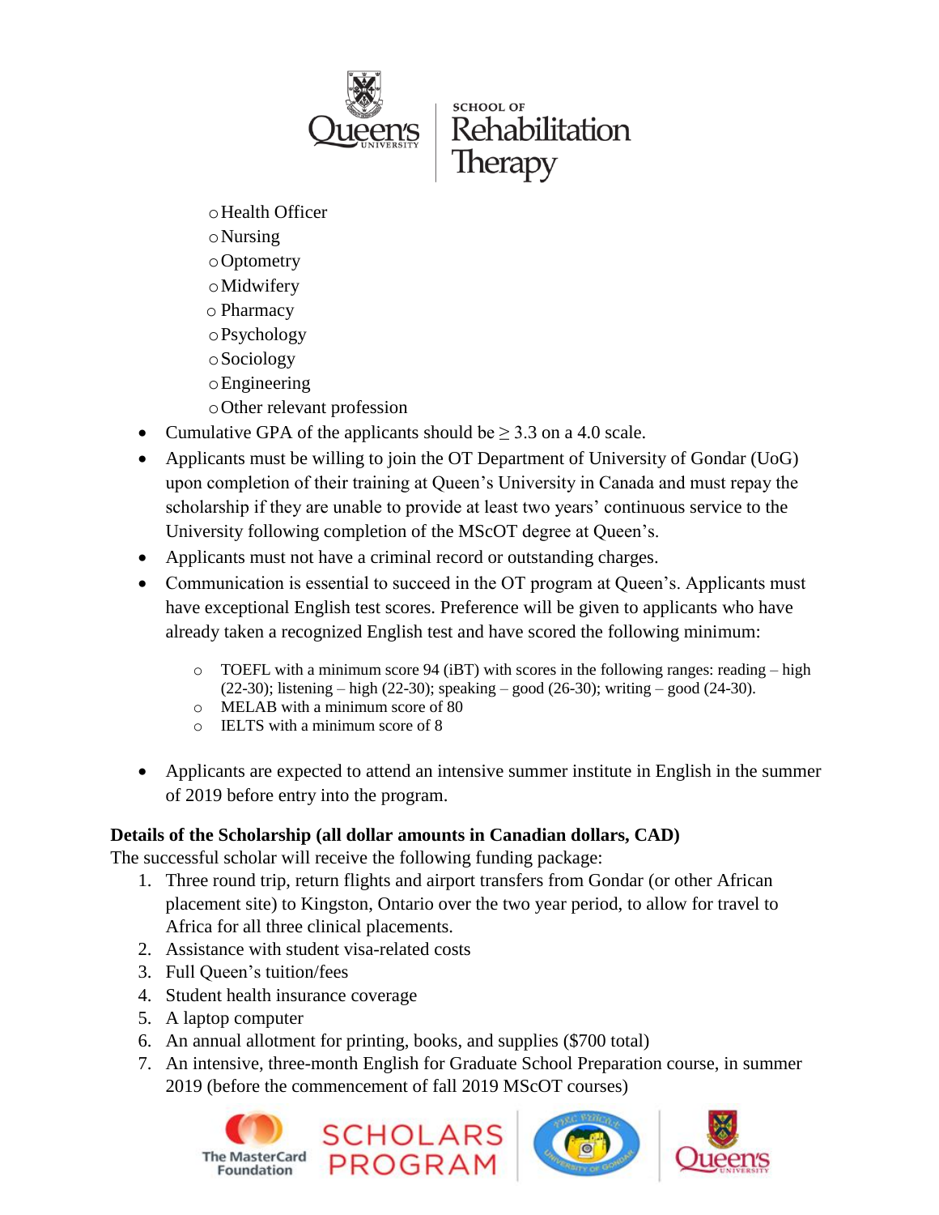- Health Officer
- Nursing
- Optometry
- Midwifery
- Pharmacy
- Psychology
- Sociology
- Engineering
- Other relevant profession

- Cumulative GPA of the applicants should be ≥ 3.3 on a 4.0 scale.
- Applicants must be willing to join the OT Department of University of Gondar (UoG) upon completion of their training at Queen's University in Canada and must repay the scholarship if they are unable to provide at least two years' continuous service to the University following completion of the MScOT degree at Queen's.
- Applicants must not have a criminal record or outstanding charges.
- Communication is essential to succeed in the OT program at Queen's. Applicants must have exceptional English test scores. Preference will be given to applicants who have already taken a recognized English test and have scored the following minimum:
  - TOEFL with a minimum score 94 (iBT) with scores in the following ranges: reading – high (22-30); listening – high (22-30); speaking – good (26-30); writing – good (24-30).
  - MELAB with a minimum score of 80
  - IELTS with a minimum score of 8
- Applicants are expected to attend an intensive summer institute in English in the summer of 2019 before entry into the program.

**Details of the Scholarship (all dollar amounts in Canadian dollars, CAD)**

The successful scholar will receive the following funding package:

1. Three round trip, return flights and airport transfers from Gondar (or other African placement site) to Kingston, Ontario over the two year period, to allow for travel to Africa for all three clinical placements.
2. Assistance with student visa-related costs
3. Full Queen's tuition/fees
4. Student health insurance coverage
5. A laptop computer
6. An annual allotment for printing, books, and supplies ($700 total)
7. An intensive, three-month English for Graduate School Preparation course, in summer 2019 (before the commencement of fall 2019 MScOT courses)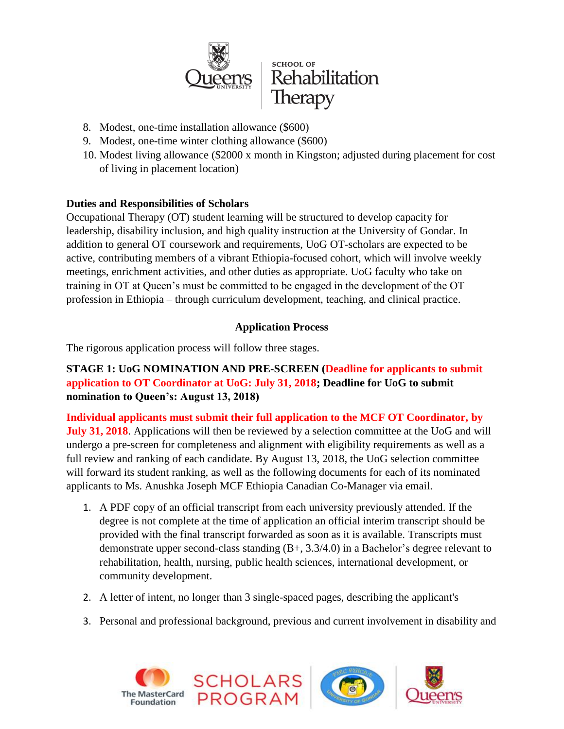8. Modest, one-time installation allowance ($600)
9. Modest, one-time winter clothing allowance ($600)
10. Modest living allowance ($2000 x month in Kingston; adjusted during placement for cost of living in placement location)

**Duties and Responsibilities of Scholars**

Occupational Therapy (OT) student learning will be structured to develop capacity for leadership, disability inclusion, and high quality instruction at the University of Gondar. In addition to general OT coursework and requirements, UoG OT-scholars are expected to be active, contributing members of a vibrant Ethiopia-focused cohort, which will involve weekly meetings, enrichment activities, and other duties as appropriate. UoG faculty who take on training in OT at Queen's must be committed to be engaged in the development of the OT profession in Ethiopia – through curriculum development, teaching, and clinical practice.

## Application Process

The rigorous application process will follow three stages.

**STAGE 1: UoG NOMINATION AND PRE-SCREEN (Deadline for applicants to submit application to OT Coordinator at UoG: July 31, 2018; Deadline for UoG to submit nomination to Queen's: August 13, 2018)**

**Individual applicants must submit their full application to the MCF OT Coordinator, by July 31, 2018**. Applications will then be reviewed by a selection committee at the UoG and will undergo a pre-screen for completeness and alignment with eligibility requirements as well as a full review and ranking of each candidate. By August 13, 2018, the UoG selection committee will forward its student ranking, as well as the following documents for each of its nominated applicants to Ms. Anushka Joseph MCF Ethiopia Canadian Co-Manager via email.

1. A PDF copy of an official transcript from each university previously attended. If the degree is not complete at the time of application an official interim transcript should be provided with the final transcript forwarded as soon as it is available. Transcripts must demonstrate upper second-class standing (B+, 3.3/4.0) in a Bachelor's degree relevant to rehabilitation, health, nursing, public health sciences, international development, or community development.
2. A letter of intent, no longer than 3 single-spaced pages, describing the applicant's
3. Personal and professional background, previous and current involvement in disability and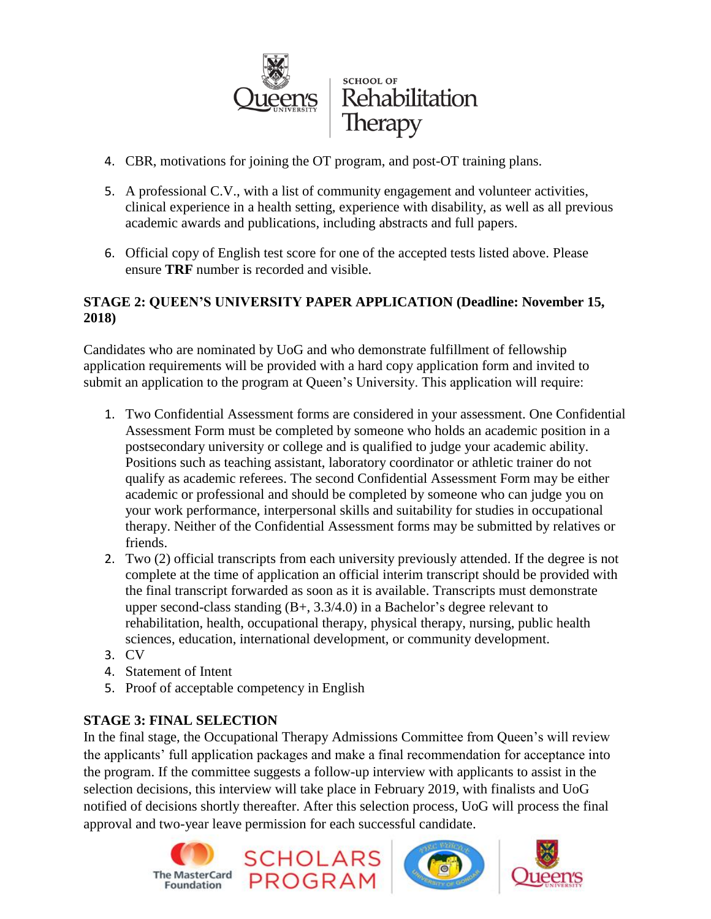4. CBR, motivations for joining the OT program, and post-OT training plans.

5. A professional C.V., with a list of community engagement and volunteer activities, clinical experience in a health setting, experience with disability, as well as all previous academic awards and publications, including abstracts and full papers.

6. Official copy of English test score for one of the accepted tests listed above. Please ensure **TRF** number is recorded and visible.

**STAGE 2: QUEEN'S UNIVERSITY PAPER APPLICATION (Deadline: November 15, 2018)**

Candidates who are nominated by UoG and who demonstrate fulfillment of fellowship application requirements will be provided with a hard copy application form and invited to submit an application to the program at Queen's University. This application will require:

1. Two Confidential Assessment forms are considered in your assessment. One Confidential Assessment Form must be completed by someone who holds an academic position in a postsecondary university or college and is qualified to judge your academic ability. Positions such as teaching assistant, laboratory coordinator or athletic trainer do not qualify as academic referees. The second Confidential Assessment Form may be either academic or professional and should be completed by someone who can judge you on your work performance, interpersonal skills and suitability for studies in occupational therapy. Neither of the Confidential Assessment forms may be submitted by relatives or friends.
2. Two (2) official transcripts from each university previously attended. If the degree is not complete at the time of application an official interim transcript should be provided with the final transcript forwarded as soon as it is available. Transcripts must demonstrate upper second-class standing (B+, 3.3/4.0) in a Bachelor's degree relevant to rehabilitation, health, occupational therapy, physical therapy, nursing, public health sciences, education, international development, or community development.
3. CV
4. Statement of Intent
5. Proof of acceptable competency in English

**STAGE 3: FINAL SELECTION**

In the final stage, the Occupational Therapy Admissions Committee from Queen's will review the applicants' full application packages and make a final recommendation for acceptance into the program. If the committee suggests a follow-up interview with applicants to assist in the selection decisions, this interview will take place in February 2019, with finalists and UoG notified of decisions shortly thereafter. After this selection process, UoG will process the final approval and two-year leave permission for each successful candidate.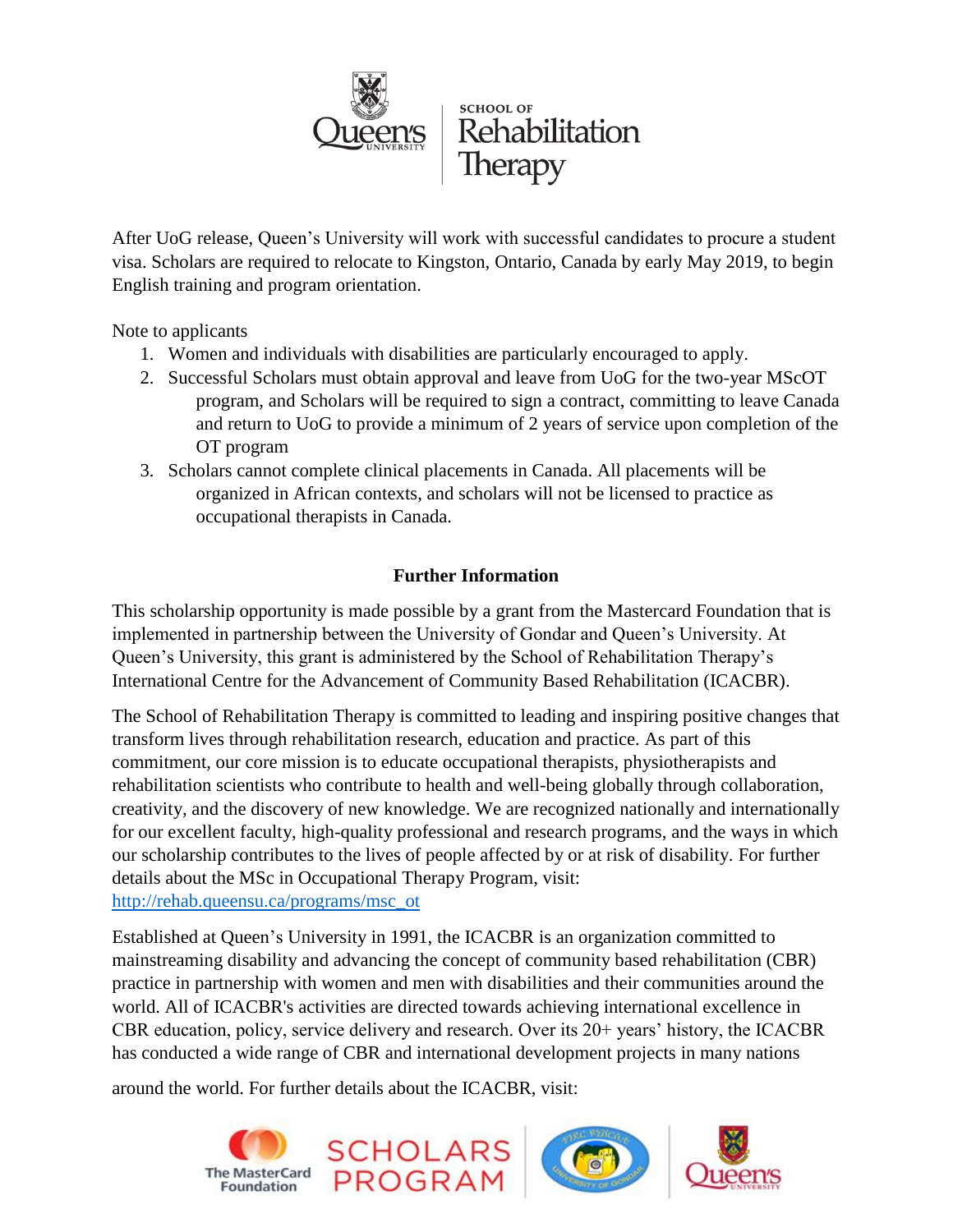After UoG release, Queen's University will work with successful candidates to procure a student visa. Scholars are required to relocate to Kingston, Ontario, Canada by early May 2019, to begin English training and program orientation.

Note to applicants

1. Women and individuals with disabilities are particularly encouraged to apply.
2. Successful Scholars must obtain approval and leave from UoG for the two-year MScOT program, and Scholars will be required to sign a contract, committing to leave Canada and return to UoG to provide a minimum of 2 years of service upon completion of the OT program
3. Scholars cannot complete clinical placements in Canada. All placements will be organized in African contexts, and scholars will not be licensed to practice as occupational therapists in Canada.

## Further Information

This scholarship opportunity is made possible by a grant from the Mastercard Foundation that is implemented in partnership between the University of Gondar and Queen's University. At Queen's University, this grant is administered by the School of Rehabilitation Therapy's International Centre for the Advancement of Community Based Rehabilitation (ICACBR).

The School of Rehabilitation Therapy is committed to leading and inspiring positive changes that transform lives through rehabilitation research, education and practice. As part of this commitment, our core mission is to educate occupational therapists, physiotherapists and rehabilitation scientists who contribute to health and well-being globally through collaboration, creativity, and the discovery of new knowledge. We are recognized nationally and internationally for our excellent faculty, high-quality professional and research programs, and the ways in which our scholarship contributes to the lives of people affected by or at risk of disability. For further details about the MSc in Occupational Therapy Program, visit: http://rehab.queensu.ca/programs/msc_ot

Established at Queen's University in 1991, the ICACBR is an organization committed to mainstreaming disability and advancing the concept of community based rehabilitation (CBR) practice in partnership with women and men with disabilities and their communities around the world. All of ICACBR's activities are directed towards achieving international excellence in CBR education, policy, service delivery and research. Over its 20+ years' history, the ICACBR has conducted a wide range of CBR and international development projects in many nations around the world. For further details about the ICACBR, visit: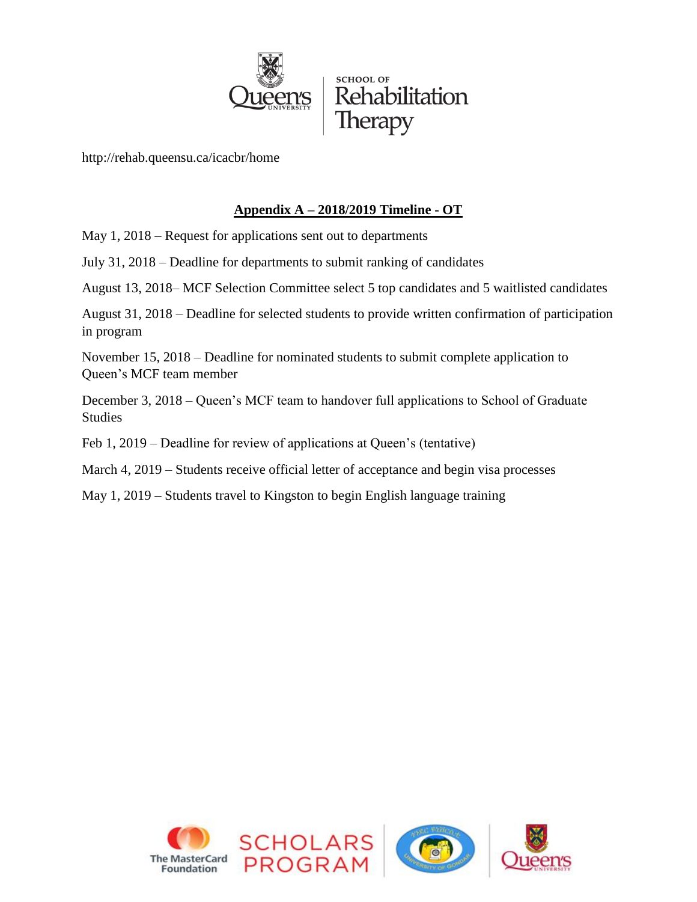http://rehab.queensu.ca/icacbr/home

## Appendix A – 2018/2019 Timeline - OT

May 1, 2018 – Request for applications sent out to departments

July 31, 2018 – Deadline for departments to submit ranking of candidates

August 13, 2018– MCF Selection Committee select 5 top candidates and 5 waitlisted candidates

August 31, 2018 – Deadline for selected students to provide written confirmation of participation in program

November 15, 2018 – Deadline for nominated students to submit complete application to Queen's MCF team member

December 3, 2018 – Queen's MCF team to handover full applications to School of Graduate Studies

Feb 1, 2019 – Deadline for review of applications at Queen's (tentative)

March 4, 2019 – Students receive official letter of acceptance and begin visa processes

May 1, 2019 – Students travel to Kingston to begin English language training